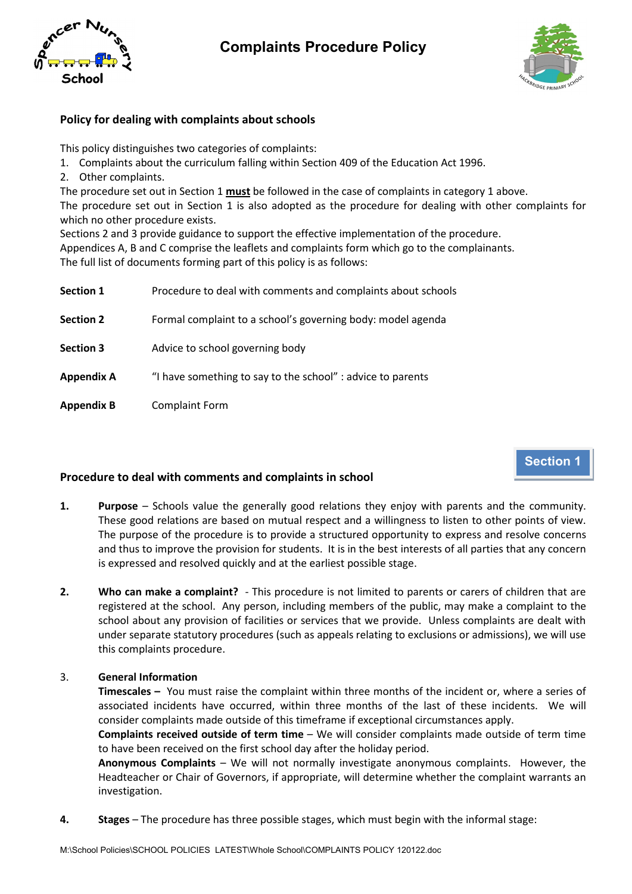# Complaints Procedure Policy

## Policy for dealing with complaints about schools

This policy distinguishes two categories of complaints:

1. Complaints about the curriculum falling within Section 409 of the Education Act 1996.
2. Other complaints.

The procedure set out in Section 1 **must** be followed in the case of complaints in category 1 above.

The procedure set out in Section 1 is also adopted as the procedure for dealing with other complaints for which no other procedure exists.

Sections 2 and 3 provide guidance to support the effective implementation of the procedure.

Appendices A, B and C comprise the leaflets and complaints form which go to the complainants.

The full list of documents forming part of this policy is as follows:

| | |
|---|---|
| **Section 1** | Procedure to deal with comments and complaints about schools |
| **Section 2** | Formal complaint to a school's governing body: model agenda |
| **Section 3** | Advice to school governing body |
| **Appendix A** | "I have something to say to the school" : advice to parents |
| **Appendix B** | Complaint Form |

**Section 1**

## Procedure to deal with comments and complaints in school

1. **Purpose** – Schools value the generally good relations they enjoy with parents and the community. These good relations are based on mutual respect and a willingness to listen to other points of view. The purpose of the procedure is to provide a structured opportunity to express and resolve concerns and thus to improve the provision for students. It is in the best interests of all parties that any concern is expressed and resolved quickly and at the earliest possible stage.

2. **Who can make a complaint?** - This procedure is not limited to parents or carers of children that are registered at the school. Any person, including members of the public, may make a complaint to the school about any provision of facilities or services that we provide. Unless complaints are dealt with under separate statutory procedures (such as appeals relating to exclusions or admissions), we will use this complaints procedure.

3. **General Information**

   **Timescales –** You must raise the complaint within three months of the incident or, where a series of associated incidents have occurred, within three months of the last of these incidents. We will consider complaints made outside of this timeframe if exceptional circumstances apply.

   **Complaints received outside of term time** – We will consider complaints made outside of term time to have been received on the first school day after the holiday period.

   **Anonymous Complaints** – We will not normally investigate anonymous complaints. However, the Headteacher or Chair of Governors, if appropriate, will determine whether the complaint warrants an investigation.

4. **Stages** – The procedure has three possible stages, which must begin with the informal stage: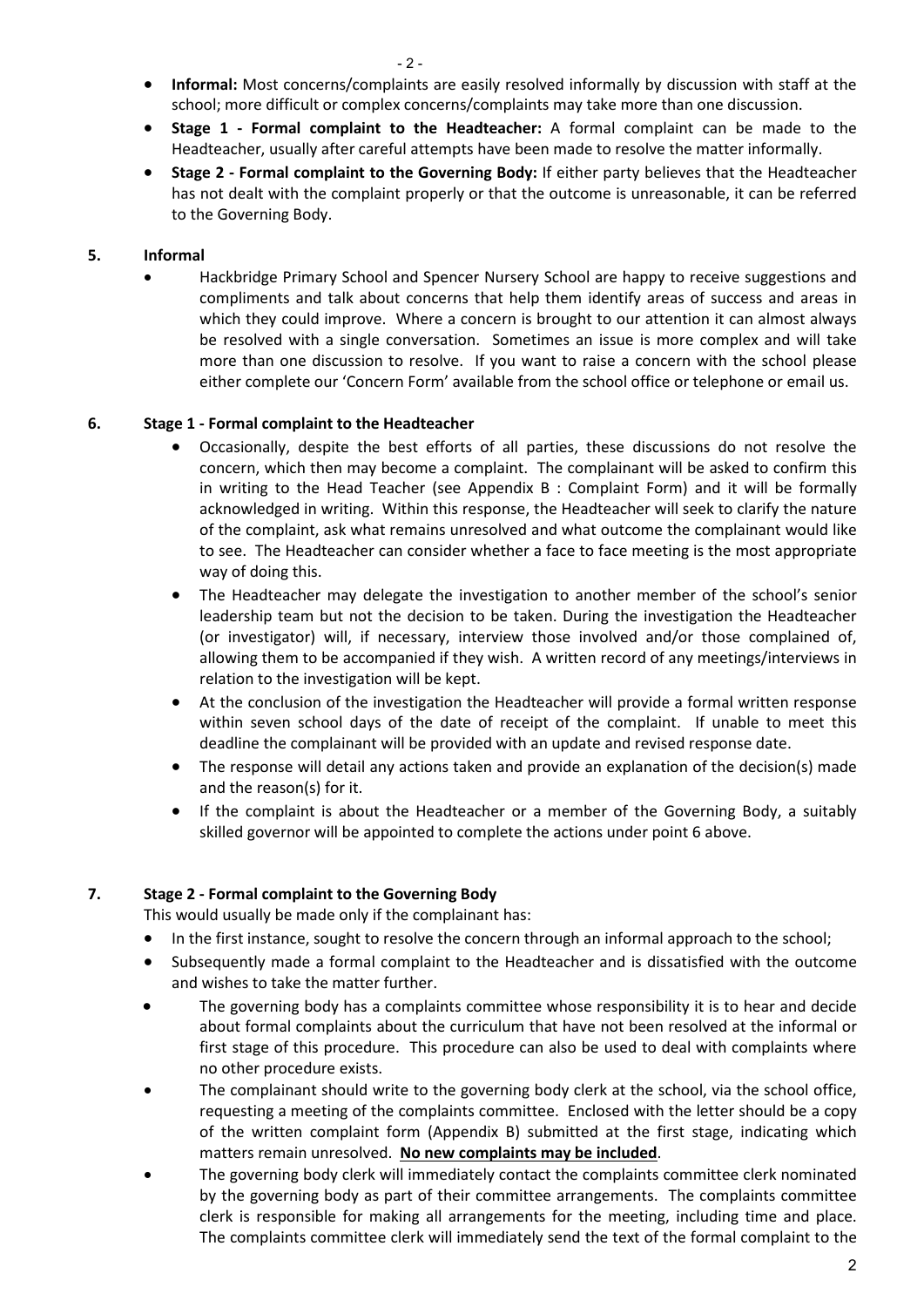- **Informal:** Most concerns/complaints are easily resolved informally by discussion with staff at the school; more difficult or complex concerns/complaints may take more than one discussion.
- **Stage 1 - Formal complaint to the Headteacher:** A formal complaint can be made to the Headteacher, usually after careful attempts have been made to resolve the matter informally.
- **Stage 2 - Formal complaint to the Governing Body:** If either party believes that the Headteacher has not dealt with the complaint properly or that the outcome is unreasonable, it can be referred to the Governing Body.

## 5. Informal

- Hackbridge Primary School and Spencer Nursery School are happy to receive suggestions and compliments and talk about concerns that help them identify areas of success and areas in which they could improve. Where a concern is brought to our attention it can almost always be resolved with a single conversation. Sometimes an issue is more complex and will take more than one discussion to resolve. If you want to raise a concern with the school please either complete our 'Concern Form' available from the school office or telephone or email us.

## 6. Stage 1 - Formal complaint to the Headteacher

- Occasionally, despite the best efforts of all parties, these discussions do not resolve the concern, which then may become a complaint. The complainant will be asked to confirm this in writing to the Head Teacher (see Appendix B : Complaint Form) and it will be formally acknowledged in writing. Within this response, the Headteacher will seek to clarify the nature of the complaint, ask what remains unresolved and what outcome the complainant would like to see. The Headteacher can consider whether a face to face meeting is the most appropriate way of doing this.
- The Headteacher may delegate the investigation to another member of the school's senior leadership team but not the decision to be taken. During the investigation the Headteacher (or investigator) will, if necessary, interview those involved and/or those complained of, allowing them to be accompanied if they wish. A written record of any meetings/interviews in relation to the investigation will be kept.
- At the conclusion of the investigation the Headteacher will provide a formal written response within seven school days of the date of receipt of the complaint. If unable to meet this deadline the complainant will be provided with an update and revised response date.
- The response will detail any actions taken and provide an explanation of the decision(s) made and the reason(s) for it.
- If the complaint is about the Headteacher or a member of the Governing Body, a suitably skilled governor will be appointed to complete the actions under point 6 above.

## 7. Stage 2 - Formal complaint to the Governing Body

This would usually be made only if the complainant has:

- In the first instance, sought to resolve the concern through an informal approach to the school;
- Subsequently made a formal complaint to the Headteacher and is dissatisfied with the outcome and wishes to take the matter further.
- The governing body has a complaints committee whose responsibility it is to hear and decide about formal complaints about the curriculum that have not been resolved at the informal or first stage of this procedure. This procedure can also be used to deal with complaints where no other procedure exists.
- The complainant should write to the governing body clerk at the school, via the school office, requesting a meeting of the complaints committee. Enclosed with the letter should be a copy of the written complaint form (Appendix B) submitted at the first stage, indicating which matters remain unresolved. **<u>No new complaints may be included</u>**.
- The governing body clerk will immediately contact the complaints committee clerk nominated by the governing body as part of their committee arrangements. The complaints committee clerk is responsible for making all arrangements for the meeting, including time and place. The complaints committee clerk will immediately send the text of the formal complaint to the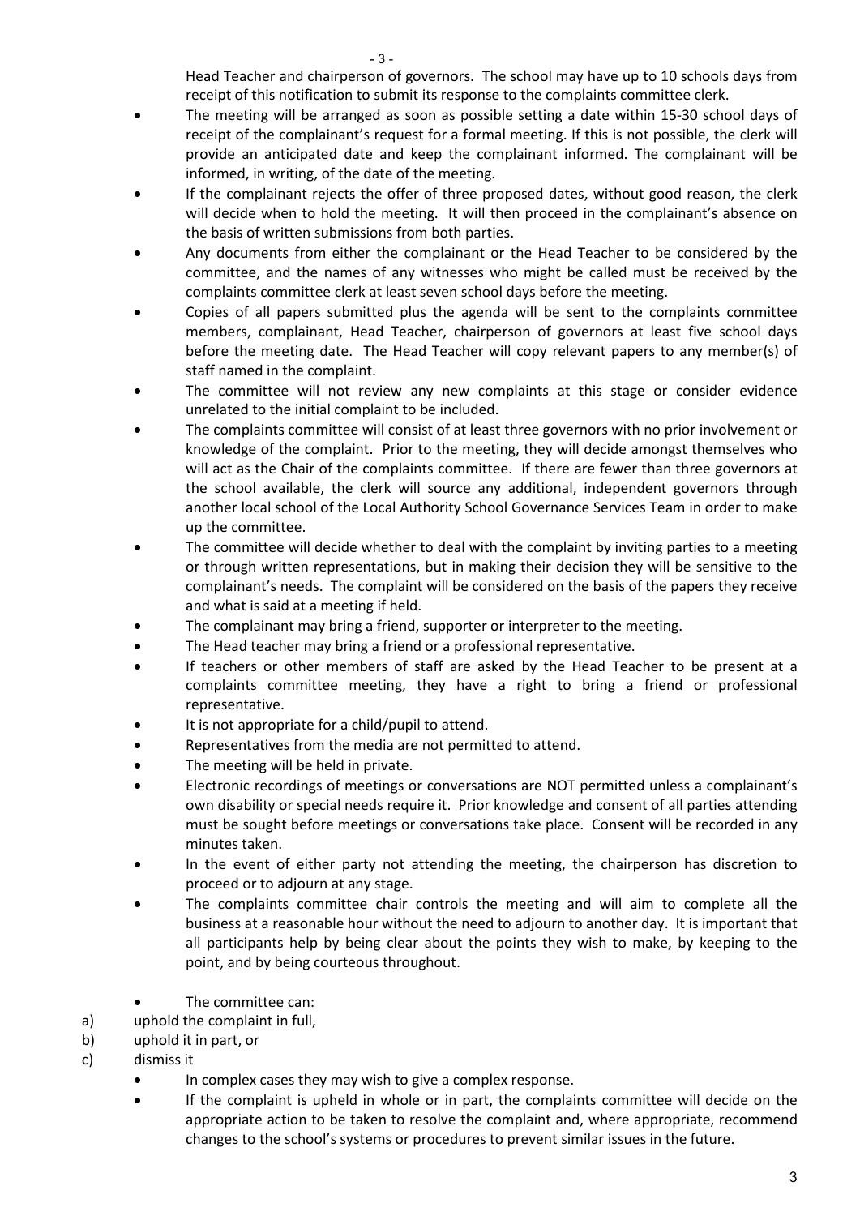Head Teacher and chairperson of governors. The school may have up to 10 schools days from receipt of this notification to submit its response to the complaints committee clerk.

- The meeting will be arranged as soon as possible setting a date within 15-30 school days of receipt of the complainant's request for a formal meeting. If this is not possible, the clerk will provide an anticipated date and keep the complainant informed. The complainant will be informed, in writing, of the date of the meeting.
- If the complainant rejects the offer of three proposed dates, without good reason, the clerk will decide when to hold the meeting. It will then proceed in the complainant's absence on the basis of written submissions from both parties.
- Any documents from either the complainant or the Head Teacher to be considered by the committee, and the names of any witnesses who might be called must be received by the complaints committee clerk at least seven school days before the meeting.
- Copies of all papers submitted plus the agenda will be sent to the complaints committee members, complainant, Head Teacher, chairperson of governors at least five school days before the meeting date. The Head Teacher will copy relevant papers to any member(s) of staff named in the complaint.
- The committee will not review any new complaints at this stage or consider evidence unrelated to the initial complaint to be included.
- The complaints committee will consist of at least three governors with no prior involvement or knowledge of the complaint. Prior to the meeting, they will decide amongst themselves who will act as the Chair of the complaints committee. If there are fewer than three governors at the school available, the clerk will source any additional, independent governors through another local school of the Local Authority School Governance Services Team in order to make up the committee.
- The committee will decide whether to deal with the complaint by inviting parties to a meeting or through written representations, but in making their decision they will be sensitive to the complainant's needs. The complaint will be considered on the basis of the papers they receive and what is said at a meeting if held.
- The complainant may bring a friend, supporter or interpreter to the meeting.
- The Head teacher may bring a friend or a professional representative.
- If teachers or other members of staff are asked by the Head Teacher to be present at a complaints committee meeting, they have a right to bring a friend or professional representative.
- It is not appropriate for a child/pupil to attend.
- Representatives from the media are not permitted to attend.
- The meeting will be held in private.
- Electronic recordings of meetings or conversations are NOT permitted unless a complainant's own disability or special needs require it. Prior knowledge and consent of all parties attending must be sought before meetings or conversations take place. Consent will be recorded in any minutes taken.
- In the event of either party not attending the meeting, the chairperson has discretion to proceed or to adjourn at any stage.
- The complaints committee chair controls the meeting and will aim to complete all the business at a reasonable hour without the need to adjourn to another day. It is important that all participants help by being clear about the points they wish to make, by keeping to the point, and by being courteous throughout.

- The committee can:

a) uphold the complaint in full,
b) uphold it in part, or
c) dismiss it

- In complex cases they may wish to give a complex response.
- If the complaint is upheld in whole or in part, the complaints committee will decide on the appropriate action to be taken to resolve the complaint and, where appropriate, recommend changes to the school's systems or procedures to prevent similar issues in the future.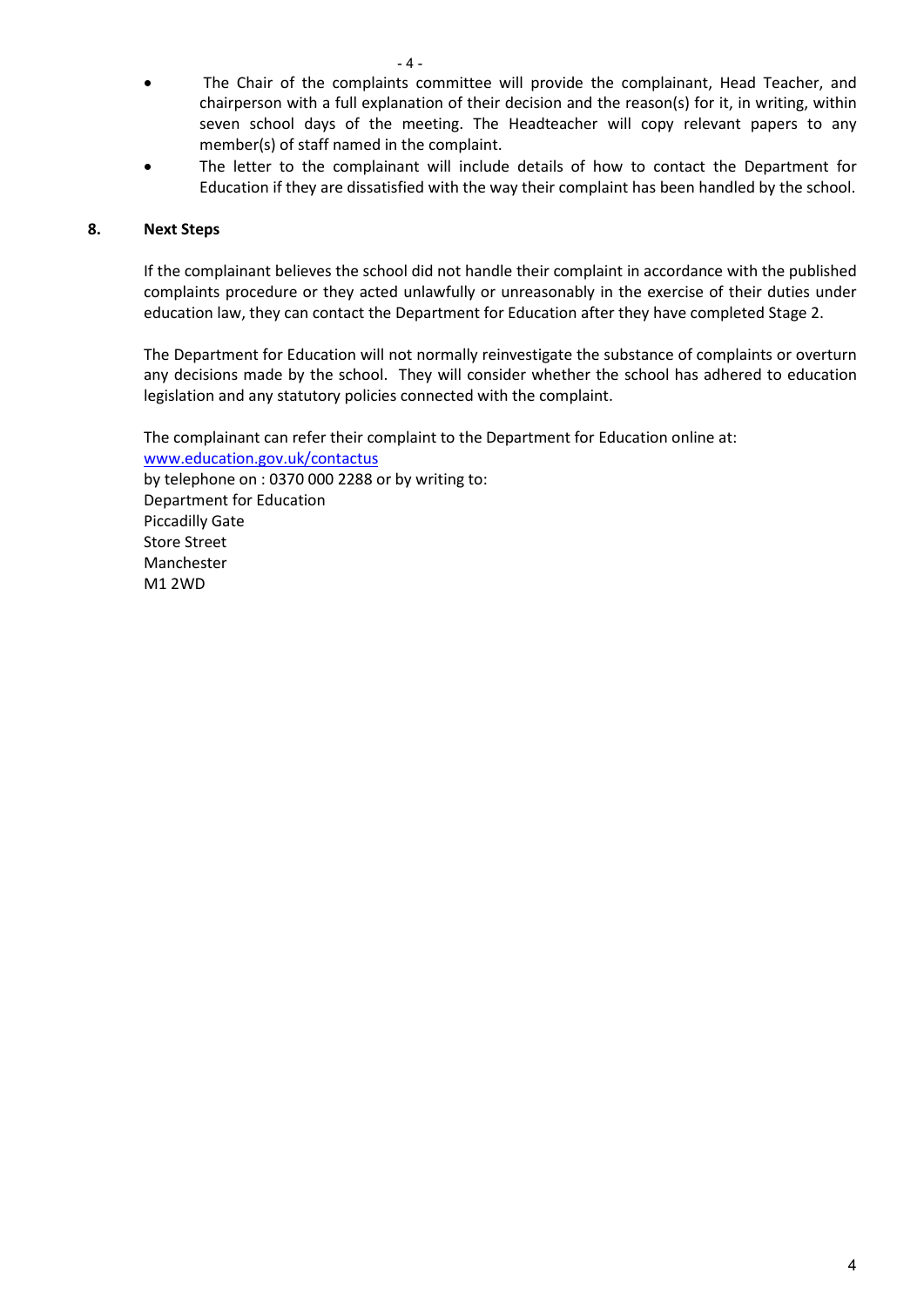- The Chair of the complaints committee will provide the complainant, Head Teacher, and chairperson with a full explanation of their decision and the reason(s) for it, in writing, within seven school days of the meeting. The Headteacher will copy relevant papers to any member(s) of staff named in the complaint.
- The letter to the complainant will include details of how to contact the Department for Education if they are dissatisfied with the way their complaint has been handled by the school.

## 8. Next Steps

If the complainant believes the school did not handle their complaint in accordance with the published complaints procedure or they acted unlawfully or unreasonably in the exercise of their duties under education law, they can contact the Department for Education after they have completed Stage 2.

The Department for Education will not normally reinvestigate the substance of complaints or overturn any decisions made by the school. They will consider whether the school has adhered to education legislation and any statutory policies connected with the complaint.

The complainant can refer their complaint to the Department for Education online at:
[www.education.gov.uk/contactus](www.education.gov.uk/contactus)
by telephone on : 0370 000 2288 or by writing to:
Department for Education
Piccadilly Gate
Store Street
Manchester
M1 2WD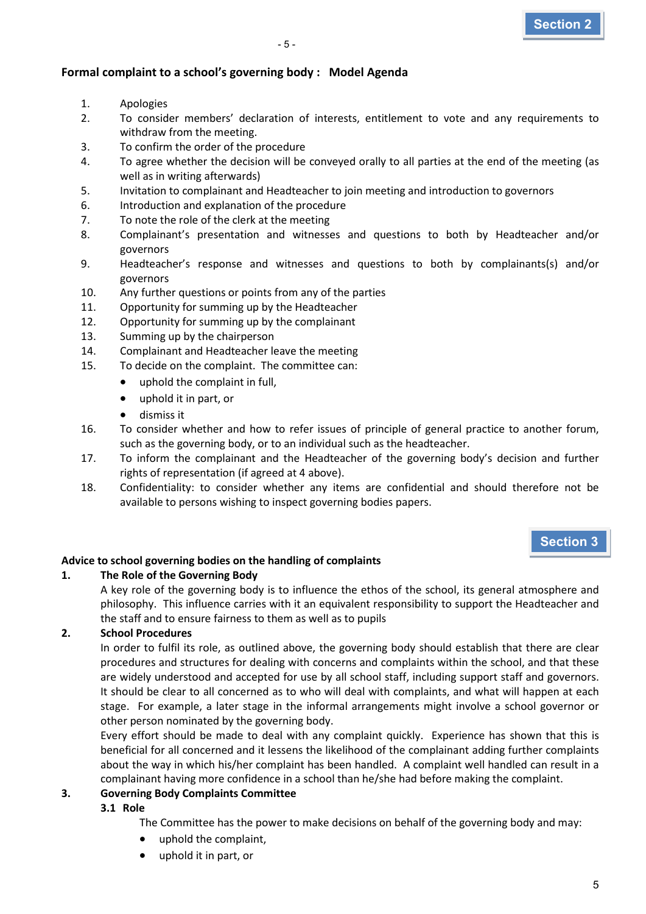Section 2

## Formal complaint to a school's governing body : Model Agenda

1. Apologies
2. To consider members' declaration of interests, entitlement to vote and any requirements to withdraw from the meeting.
3. To confirm the order of the procedure
4. To agree whether the decision will be conveyed orally to all parties at the end of the meeting (as well as in writing afterwards)
5. Invitation to complainant and Headteacher to join meeting and introduction to governors
6. Introduction and explanation of the procedure
7. To note the role of the clerk at the meeting
8. Complainant's presentation and witnesses and questions to both by Headteacher and/or governors
9. Headteacher's response and witnesses and questions to both by complainants(s) and/or governors
10. Any further questions or points from any of the parties
11. Opportunity for summing up by the Headteacher
12. Opportunity for summing up by the complainant
13. Summing up by the chairperson
14. Complainant and Headteacher leave the meeting
15. To decide on the complaint. The committee can:
    - uphold the complaint in full,
    - uphold it in part, or
    - dismiss it
16. To consider whether and how to refer issues of principle of general practice to another forum, such as the governing body, or to an individual such as the headteacher.
17. To inform the complainant and the Headteacher of the governing body's decision and further rights of representation (if agreed at 4 above).
18. Confidentiality: to consider whether any items are confidential and should therefore not be available to persons wishing to inspect governing bodies papers.

Section 3

## Advice to school governing bodies on the handling of complaints

**1. The Role of the Governing Body**

A key role of the governing body is to influence the ethos of the school, its general atmosphere and philosophy. This influence carries with it an equivalent responsibility to support the Headteacher and the staff and to ensure fairness to them as well as to pupils

**2. School Procedures**

In order to fulfil its role, as outlined above, the governing body should establish that there are clear procedures and structures for dealing with concerns and complaints within the school, and that these are widely understood and accepted for use by all school staff, including support staff and governors. It should be clear to all concerned as to who will deal with complaints, and what will happen at each stage. For example, a later stage in the informal arrangements might involve a school governor or other person nominated by the governing body.

Every effort should be made to deal with any complaint quickly. Experience has shown that this is beneficial for all concerned and it lessens the likelihood of the complainant adding further complaints about the way in which his/her complaint has been handled. A complaint well handled can result in a complainant having more confidence in a school than he/she had before making the complaint.

**3. Governing Body Complaints Committee**

**3.1 Role**

The Committee has the power to make decisions on behalf of the governing body and may:

- uphold the complaint,
- uphold it in part, or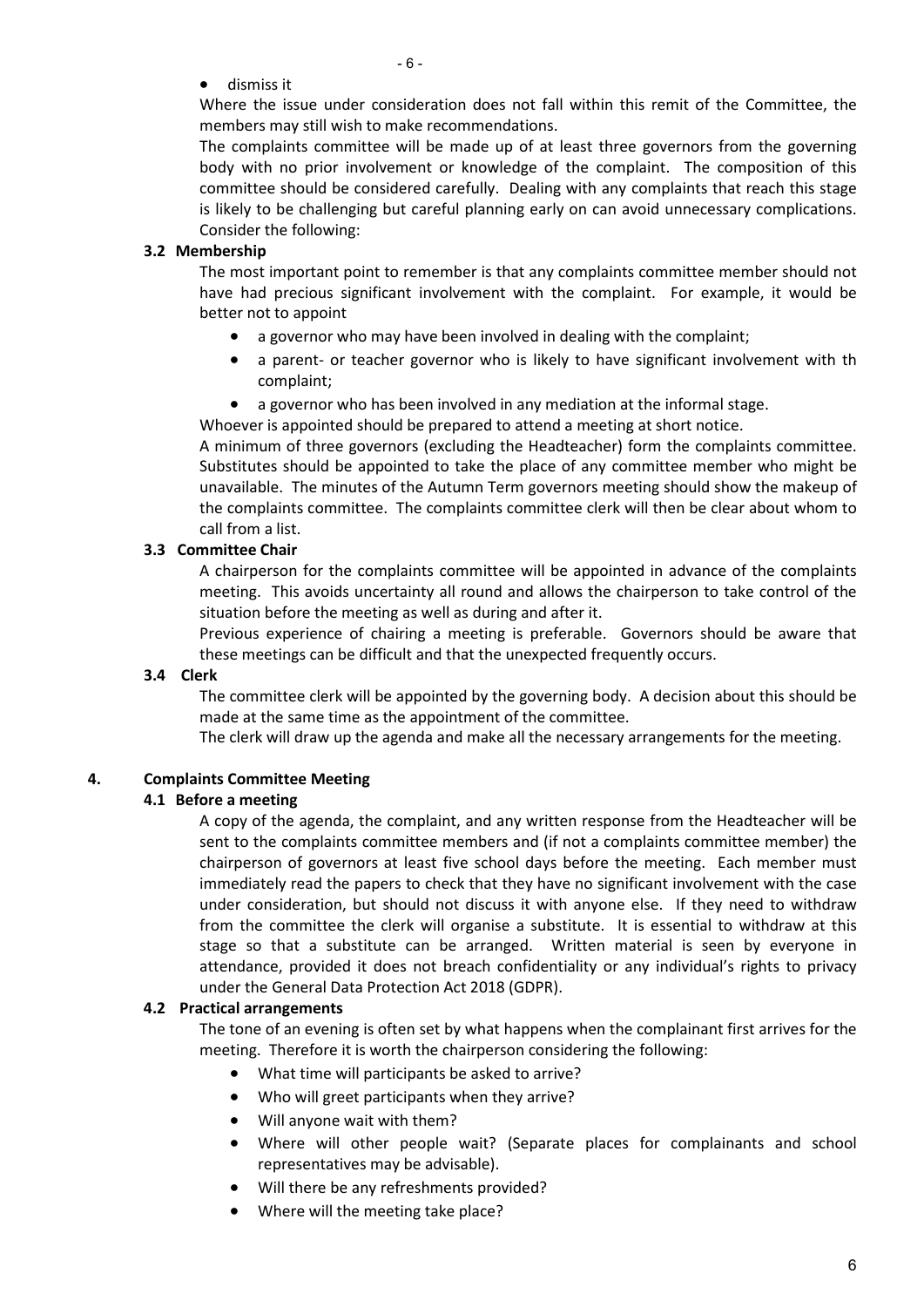- dismiss it

Where the issue under consideration does not fall within this remit of the Committee, the members may still wish to make recommendations.

The complaints committee will be made up of at least three governors from the governing body with no prior involvement or knowledge of the complaint. The composition of this committee should be considered carefully. Dealing with any complaints that reach this stage is likely to be challenging but careful planning early on can avoid unnecessary complications. Consider the following:

### 3.2 Membership

The most important point to remember is that any complaints committee member should not have had precious significant involvement with the complaint. For example, it would be better not to appoint

- a governor who may have been involved in dealing with the complaint;
- a parent- or teacher governor who is likely to have significant involvement with th complaint;
- a governor who has been involved in any mediation at the informal stage.

Whoever is appointed should be prepared to attend a meeting at short notice.

A minimum of three governors (excluding the Headteacher) form the complaints committee. Substitutes should be appointed to take the place of any committee member who might be unavailable. The minutes of the Autumn Term governors meeting should show the makeup of the complaints committee. The complaints committee clerk will then be clear about whom to call from a list.

### 3.3 Committee Chair

A chairperson for the complaints committee will be appointed in advance of the complaints meeting. This avoids uncertainty all round and allows the chairperson to take control of the situation before the meeting as well as during and after it.

Previous experience of chairing a meeting is preferable. Governors should be aware that these meetings can be difficult and that the unexpected frequently occurs.

### 3.4 Clerk

The committee clerk will be appointed by the governing body. A decision about this should be made at the same time as the appointment of the committee.

The clerk will draw up the agenda and make all the necessary arrangements for the meeting.

## 4. Complaints Committee Meeting

### 4.1 Before a meeting

A copy of the agenda, the complaint, and any written response from the Headteacher will be sent to the complaints committee members and (if not a complaints committee member) the chairperson of governors at least five school days before the meeting. Each member must immediately read the papers to check that they have no significant involvement with the case under consideration, but should not discuss it with anyone else. If they need to withdraw from the committee the clerk will organise a substitute. It is essential to withdraw at this stage so that a substitute can be arranged. Written material is seen by everyone in attendance, provided it does not breach confidentiality or any individual's rights to privacy under the General Data Protection Act 2018 (GDPR).

### 4.2 Practical arrangements

The tone of an evening is often set by what happens when the complainant first arrives for the meeting. Therefore it is worth the chairperson considering the following:

- What time will participants be asked to arrive?
- Who will greet participants when they arrive?
- Will anyone wait with them?
- Where will other people wait? (Separate places for complainants and school representatives may be advisable).
- Will there be any refreshments provided?
- Where will the meeting take place?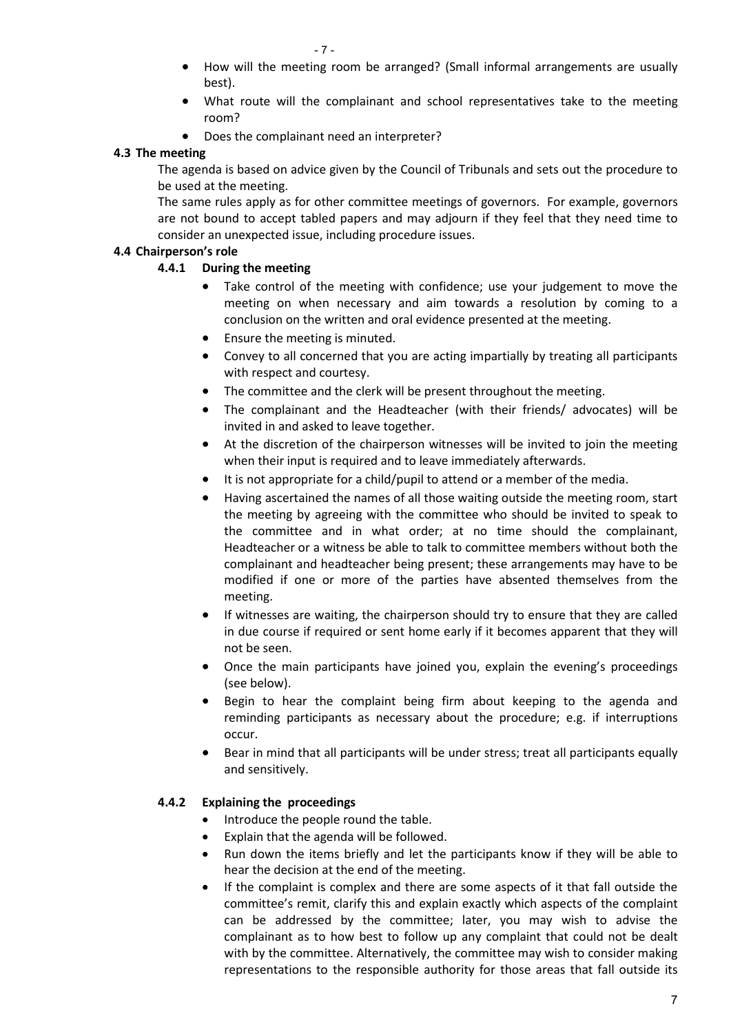- How will the meeting room be arranged? (Small informal arrangements are usually best).
- What route will the complainant and school representatives take to the meeting room?
- Does the complainant need an interpreter?

### 4.3 The meeting

The agenda is based on advice given by the Council of Tribunals and sets out the procedure to be used at the meeting.

The same rules apply as for other committee meetings of governors. For example, governors are not bound to accept tabled papers and may adjourn if they feel that they need time to consider an unexpected issue, including procedure issues.

### 4.4 Chairperson's role

#### 4.4.1 During the meeting

- Take control of the meeting with confidence; use your judgement to move the meeting on when necessary and aim towards a resolution by coming to a conclusion on the written and oral evidence presented at the meeting.
- Ensure the meeting is minuted.
- Convey to all concerned that you are acting impartially by treating all participants with respect and courtesy.
- The committee and the clerk will be present throughout the meeting.
- The complainant and the Headteacher (with their friends/ advocates) will be invited in and asked to leave together.
- At the discretion of the chairperson witnesses will be invited to join the meeting when their input is required and to leave immediately afterwards.
- It is not appropriate for a child/pupil to attend or a member of the media.
- Having ascertained the names of all those waiting outside the meeting room, start the meeting by agreeing with the committee who should be invited to speak to the committee and in what order; at no time should the complainant, Headteacher or a witness be able to talk to committee members without both the complainant and headteacher being present; these arrangements may have to be modified if one or more of the parties have absented themselves from the meeting.
- If witnesses are waiting, the chairperson should try to ensure that they are called in due course if required or sent home early if it becomes apparent that they will not be seen.
- Once the main participants have joined you, explain the evening's proceedings (see below).
- Begin to hear the complaint being firm about keeping to the agenda and reminding participants as necessary about the procedure; e.g. if interruptions occur.
- Bear in mind that all participants will be under stress; treat all participants equally and sensitively.

#### 4.4.2 Explaining the proceedings

- Introduce the people round the table.
- Explain that the agenda will be followed.
- Run down the items briefly and let the participants know if they will be able to hear the decision at the end of the meeting.
- If the complaint is complex and there are some aspects of it that fall outside the committee's remit, clarify this and explain exactly which aspects of the complaint can be addressed by the committee; later, you may wish to advise the complainant as to how best to follow up any complaint that could not be dealt with by the committee. Alternatively, the committee may wish to consider making representations to the responsible authority for those areas that fall outside its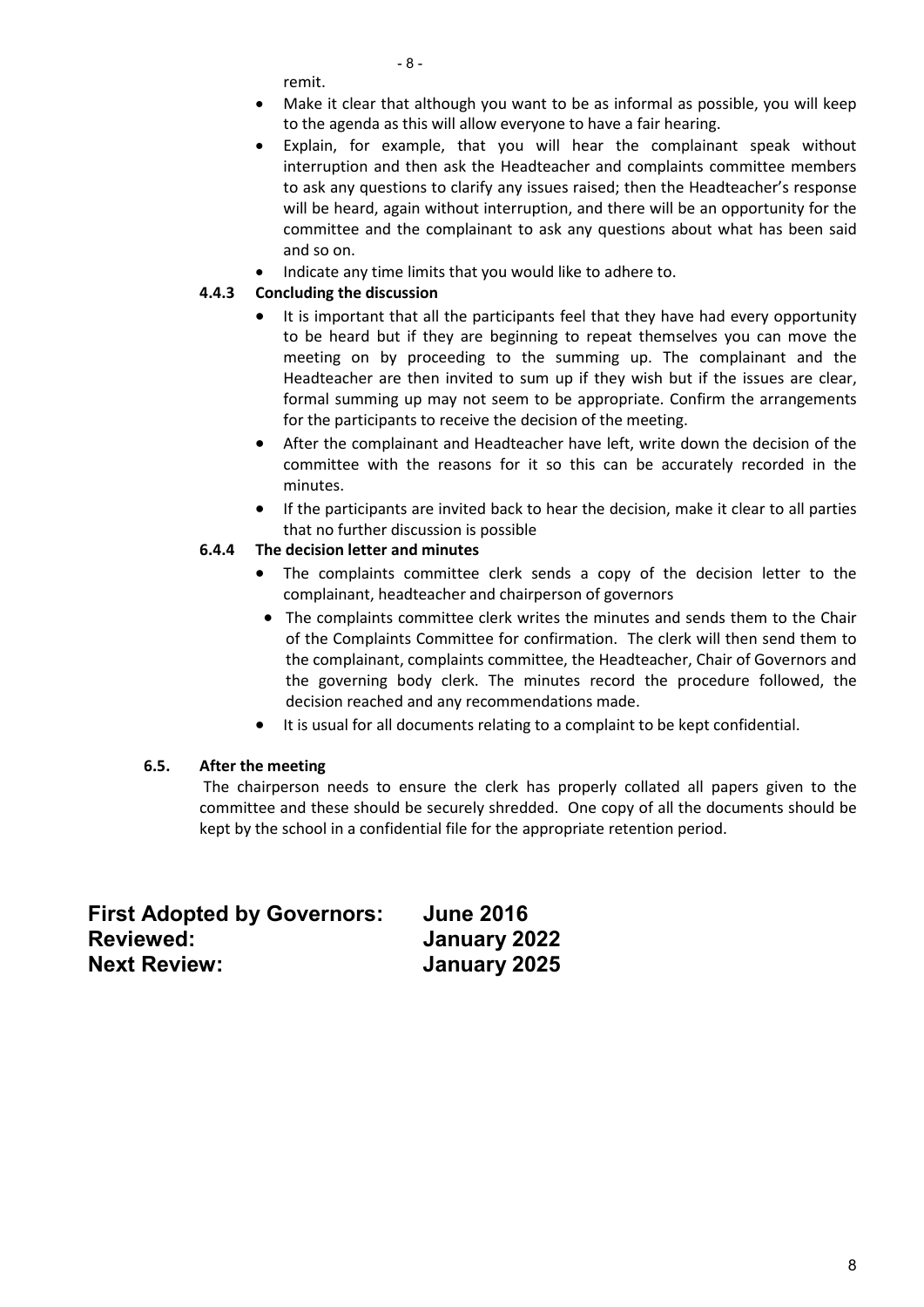remit.

- Make it clear that although you want to be as informal as possible, you will keep to the agenda as this will allow everyone to have a fair hearing.
- Explain, for example, that you will hear the complainant speak without interruption and then ask the Headteacher and complaints committee members to ask any questions to clarify any issues raised; then the Headteacher's response will be heard, again without interruption, and there will be an opportunity for the committee and the complainant to ask any questions about what has been said and so on.
- Indicate any time limits that you would like to adhere to.

**4.4.3 Concluding the discussion**

- It is important that all the participants feel that they have had every opportunity to be heard but if they are beginning to repeat themselves you can move the meeting on by proceeding to the summing up. The complainant and the Headteacher are then invited to sum up if they wish but if the issues are clear, formal summing up may not seem to be appropriate. Confirm the arrangements for the participants to receive the decision of the meeting.
- After the complainant and Headteacher have left, write down the decision of the committee with the reasons for it so this can be accurately recorded in the minutes.
- If the participants are invited back to hear the decision, make it clear to all parties that no further discussion is possible

**6.4.4 The decision letter and minutes**

- The complaints committee clerk sends a copy of the decision letter to the complainant, headteacher and chairperson of governors
- The complaints committee clerk writes the minutes and sends them to the Chair of the Complaints Committee for confirmation. The clerk will then send them to the complainant, complaints committee, the Headteacher, Chair of Governors and the governing body clerk. The minutes record the procedure followed, the decision reached and any recommendations made.
- It is usual for all documents relating to a complaint to be kept confidential.

**6.5. After the meeting**

The chairperson needs to ensure the clerk has properly collated all papers given to the committee and these should be securely shredded. One copy of all the documents should be kept by the school in a confidential file for the appropriate retention period.

**First Adopted by Governors: June 2016**
**Reviewed: January 2022**
**Next Review: January 2025**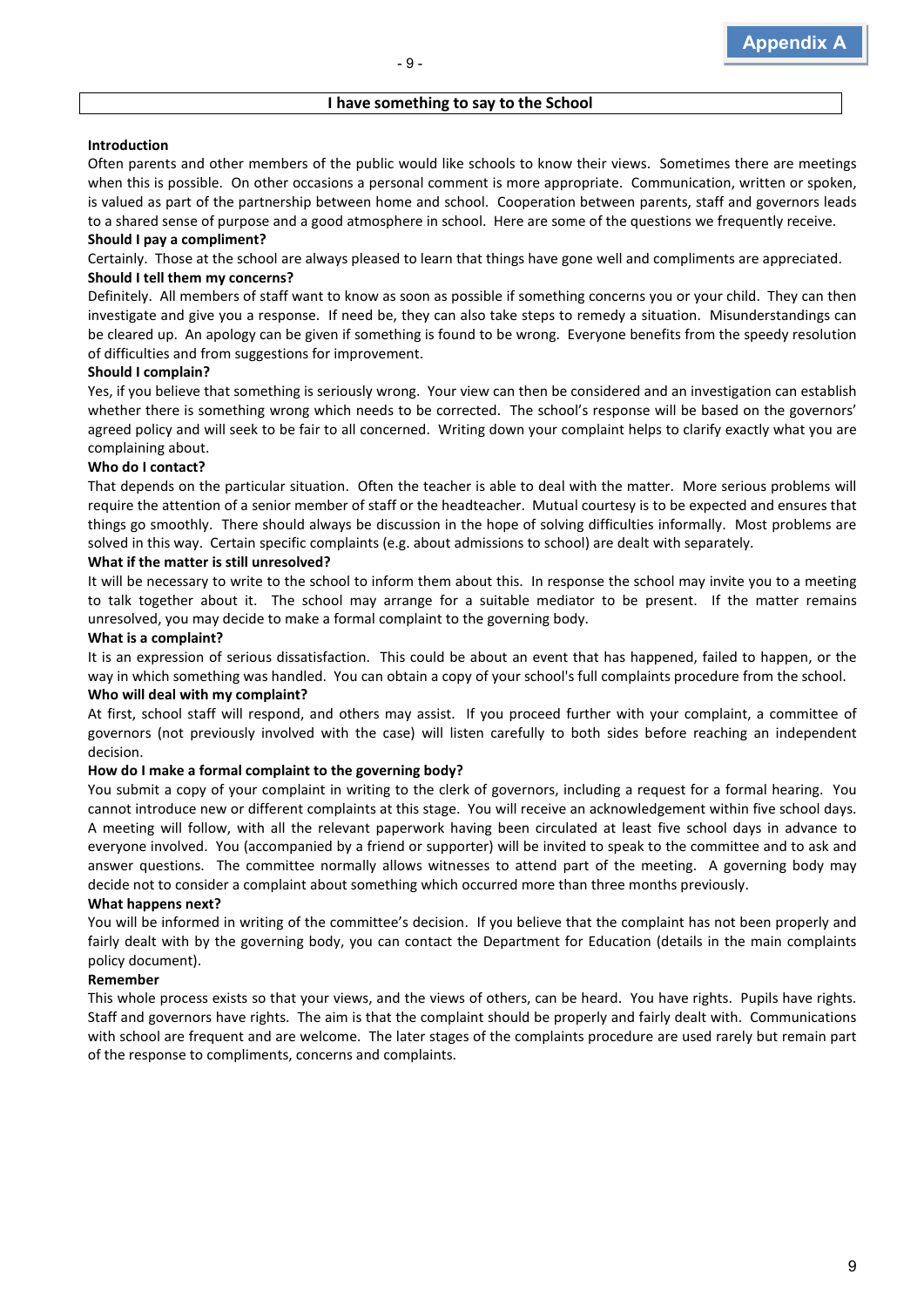**Appendix A**

## I have something to say to the School

### Introduction

Often parents and other members of the public would like schools to know their views. Sometimes there are meetings when this is possible. On other occasions a personal comment is more appropriate. Communication, written or spoken, is valued as part of the partnership between home and school. Cooperation between parents, staff and governors leads to a shared sense of purpose and a good atmosphere in school. Here are some of the questions we frequently receive.

### Should I pay a compliment?

Certainly. Those at the school are always pleased to learn that things have gone well and compliments are appreciated.

### Should I tell them my concerns?

Definitely. All members of staff want to know as soon as possible if something concerns you or your child. They can then investigate and give you a response. If need be, they can also take steps to remedy a situation. Misunderstandings can be cleared up. An apology can be given if something is found to be wrong. Everyone benefits from the speedy resolution of difficulties and from suggestions for improvement.

### Should I complain?

Yes, if you believe that something is seriously wrong. Your view can then be considered and an investigation can establish whether there is something wrong which needs to be corrected. The school's response will be based on the governors' agreed policy and will seek to be fair to all concerned. Writing down your complaint helps to clarify exactly what you are complaining about.

### Who do I contact?

That depends on the particular situation. Often the teacher is able to deal with the matter. More serious problems will require the attention of a senior member of staff or the headteacher. Mutual courtesy is to be expected and ensures that things go smoothly. There should always be discussion in the hope of solving difficulties informally. Most problems are solved in this way. Certain specific complaints (e.g. about admissions to school) are dealt with separately.

### What if the matter is still unresolved?

It will be necessary to write to the school to inform them about this. In response the school may invite you to a meeting to talk together about it. The school may arrange for a suitable mediator to be present. If the matter remains unresolved, you may decide to make a formal complaint to the governing body.

### What is a complaint?

It is an expression of serious dissatisfaction. This could be about an event that has happened, failed to happen, or the way in which something was handled. You can obtain a copy of your school's full complaints procedure from the school.

### Who will deal with my complaint?

At first, school staff will respond, and others may assist. If you proceed further with your complaint, a committee of governors (not previously involved with the case) will listen carefully to both sides before reaching an independent decision.

### How do I make a formal complaint to the governing body?

You submit a copy of your complaint in writing to the clerk of governors, including a request for a formal hearing. You cannot introduce new or different complaints at this stage. You will receive an acknowledgement within five school days. A meeting will follow, with all the relevant paperwork having been circulated at least five school days in advance to everyone involved. You (accompanied by a friend or supporter) will be invited to speak to the committee and to ask and answer questions. The committee normally allows witnesses to attend part of the meeting. A governing body may decide not to consider a complaint about something which occurred more than three months previously.

### What happens next?

You will be informed in writing of the committee's decision. If you believe that the complaint has not been properly and fairly dealt with by the governing body, you can contact the Department for Education (details in the main complaints policy document).

### Remember

This whole process exists so that your views, and the views of others, can be heard. You have rights. Pupils have rights. Staff and governors have rights. The aim is that the complaint should be properly and fairly dealt with. Communications with school are frequent and are welcome. The later stages of the complaints procedure are used rarely but remain part of the response to compliments, concerns and complaints.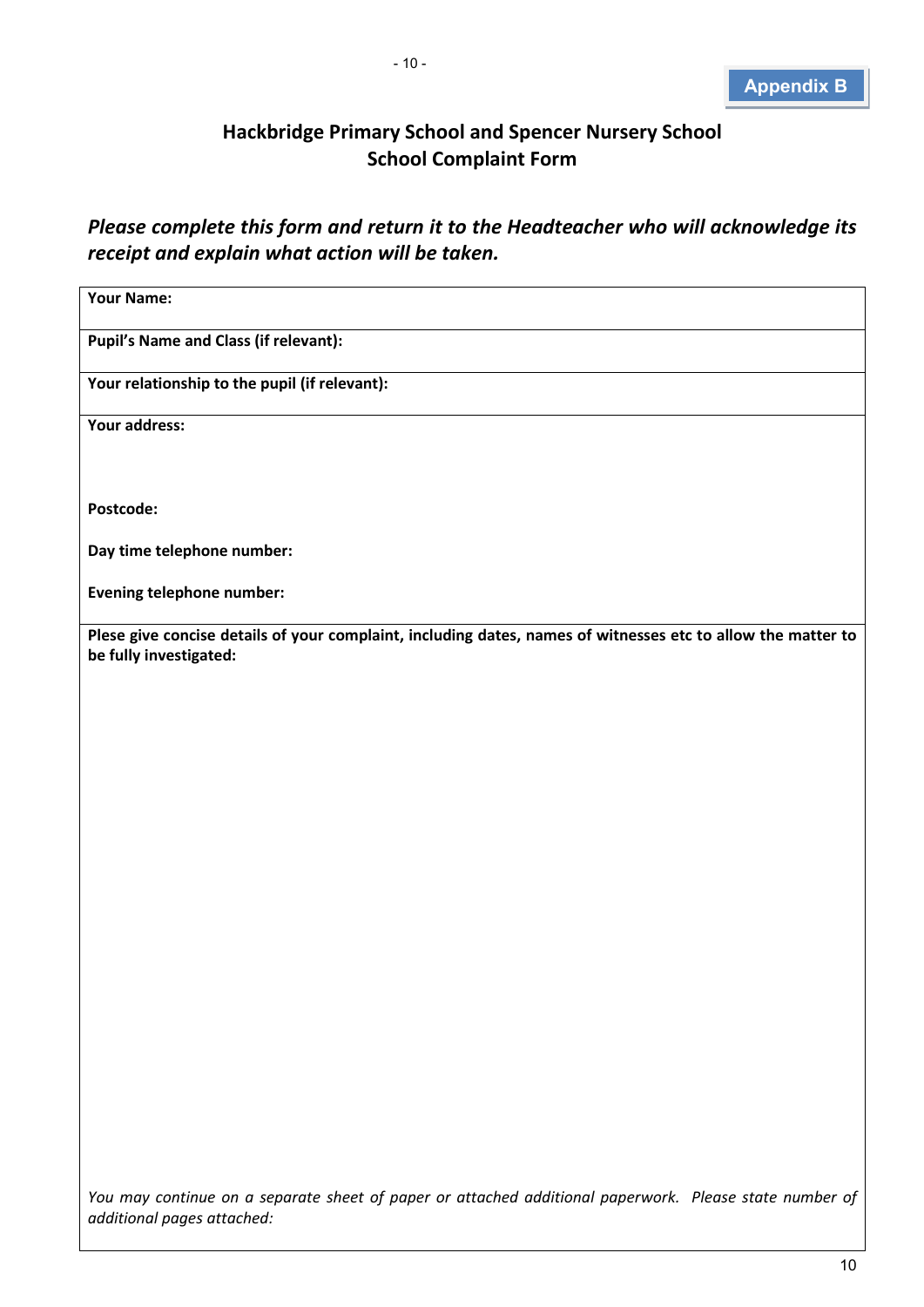**Appendix B**

## Hackbridge Primary School and Spencer Nursery School
## School Complaint Form

***Please complete this form and return it to the Headteacher who will acknowledge its receipt and explain what action will be taken.***

| **Your Name:** |
|---|
| **Pupil's Name and Class (if relevant):** |
| **Your relationship to the pupil (if relevant):** |
| **Your address:**<br><br><br>**Postcode:**<br><br>**Day time telephone number:**<br><br>**Evening telephone number:** |
| **Plese give concise details of your complaint, including dates, names of witnesses etc to allow the matter to be fully investigated:**<br><br><br><br><br><br><br><br><br><br>*You may continue on a separate sheet of paper or attached additional paperwork. Please state number of additional pages attached:* |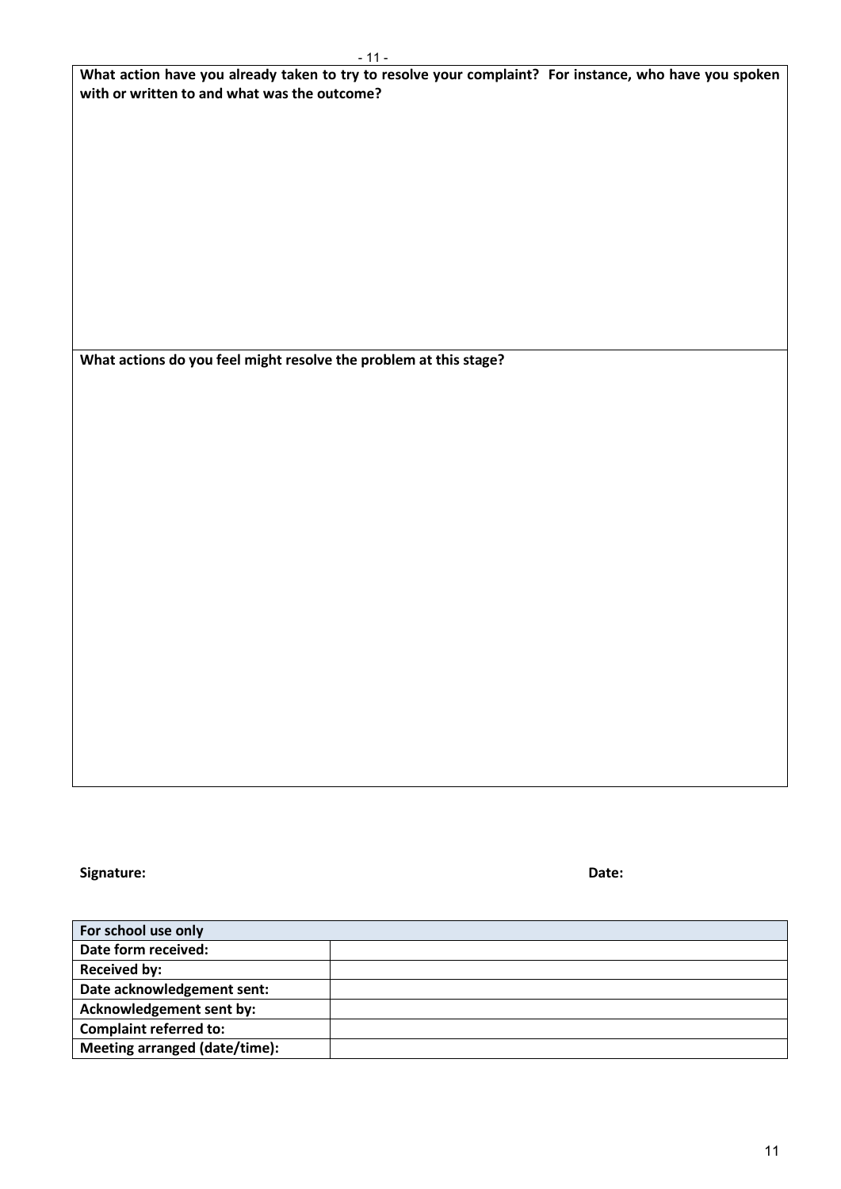**What action have you already taken to try to resolve your complaint? For instance, who have you spoken with or written to and what was the outcome?**

**What actions do you feel might resolve the problem at this stage?**

**Signature:** **Date:**

| **For school use only** | |
|---|---|
| **Date form received:** | |
| **Received by:** | |
| **Date acknowledgement sent:** | |
| **Acknowledgement sent by:** | |
| **Complaint referred to:** | |
| **Meeting arranged (date/time):** | |